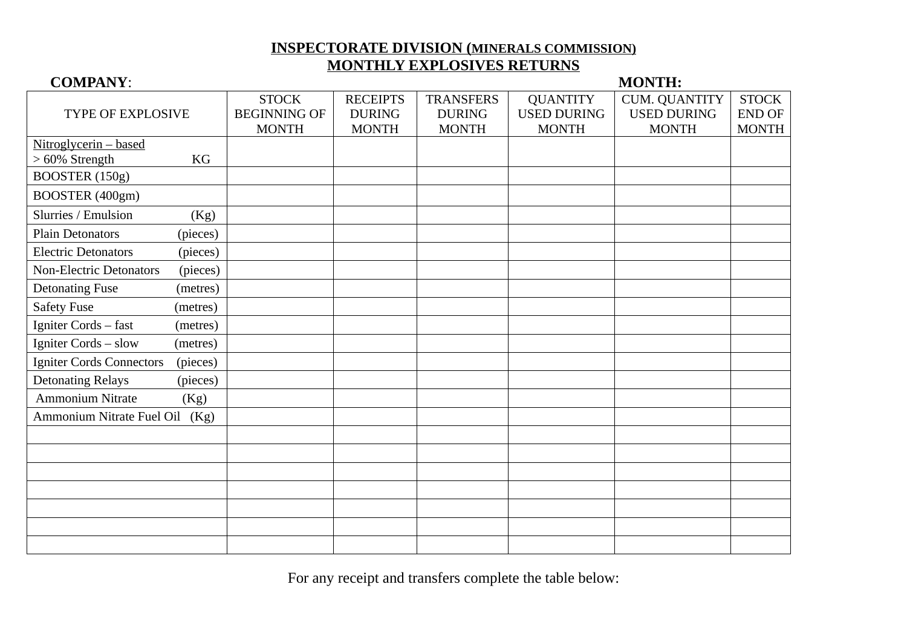# INSPECTORATE DIVISION (MINERALS COMMISSION)
## MONTHLY EXPLOSIVES RETURNS

**COMPANY**: **MONTH:**

| TYPE OF EXPLOSIVE | STOCK BEGINNING OF MONTH | RECEIPTS DURING MONTH | TRANSFERS DURING MONTH | QUANTITY USED DURING MONTH | CUM. QUANTITY USED DURING MONTH | STOCK END OF MONTH |
|---|---|---|---|---|---|---|
| Nitroglycerin – based > 60% Strength KG | | | | | | |
| BOOSTER (150g) | | | | | | |
| BOOSTER (400gm) | | | | | | |
| Slurries / Emulsion (Kg) | | | | | | |
| Plain Detonators (pieces) | | | | | | |
| Electric Detonators (pieces) | | | | | | |
| Non-Electric Detonators (pieces) | | | | | | |
| Detonating Fuse (metres) | | | | | | |
| Safety Fuse (metres) | | | | | | |
| Igniter Cords – fast (metres) | | | | | | |
| Igniter Cords – slow (metres) | | | | | | |
| Igniter Cords Connectors (pieces) | | | | | | |
| Detonating Relays (pieces) | | | | | | |
| Ammonium Nitrate (Kg) | | | | | | |
| Ammonium Nitrate Fuel Oil (Kg) | | | | | | |
| | | | | | | |
| | | | | | | |
| | | | | | | |
| | | | | | | |
| | | | | | | |
| | | | | | | |
| | | | | | | |

For any receipt and transfers complete the table below: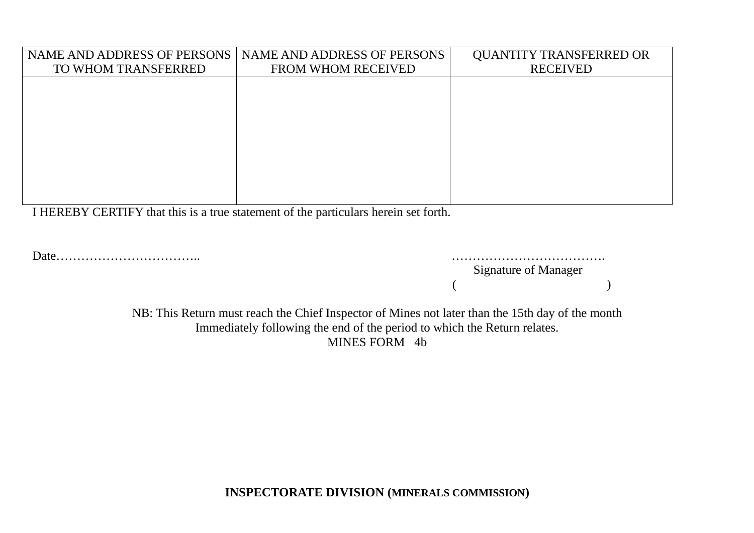| NAME AND ADDRESS OF PERSONS TO WHOM TRANSFERRED | NAME AND ADDRESS OF PERSONS FROM WHOM RECEIVED | QUANTITY TRANSFERRED OR RECEIVED |
| --- | --- | --- |
| | | |

I HEREBY CERTIFY that this is a true statement of the particulars herein set forth.

Date……………………………..

……………………………….
Signature of Manager
(                                        )

NB: This Return must reach the Chief Inspector of Mines not later than the 15th day of the month Immediately following the end of the period to which the Return relates.

MINES FORM 4b

**INSPECTORATE DIVISION (MINERALS COMMISSION)**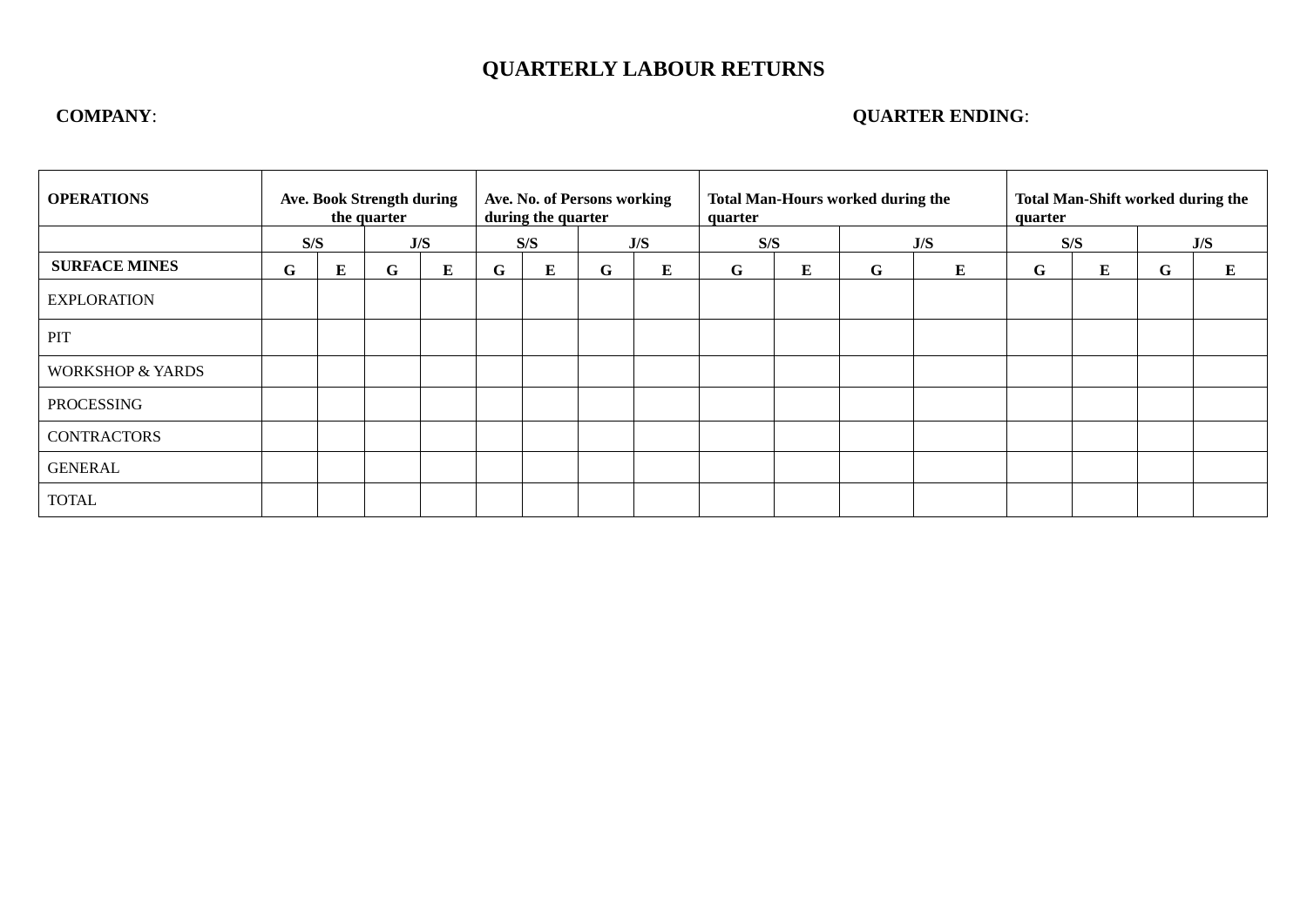# QUARTERLY LABOUR RETURNS

**COMPANY**: **QUARTER ENDING**:

| OPERATIONS | Ave. Book Strength during the quarter | | | | Ave. No. of Persons working during the quarter | | | | Total Man-Hours worked during the quarter | | | | Total Man-Shift worked during the quarter | | | |
|---|---|---|---|---|---|---|---|---|---|---|---|---|---|---|---|---|
| | S/S | | J/S | | S/S | | J/S | | S/S | | J/S | | S/S | | J/S | |
| **SURFACE MINES** | **G** | **E** | **G** | **E** | **G** | **E** | **G** | **E** | **G** | **E** | **G** | **E** | **G** | **E** | **G** | **E** |
| EXPLORATION | | | | | | | | | | | | | | | | |
| PIT | | | | | | | | | | | | | | | | |
| WORKSHOP & YARDS | | | | | | | | | | | | | | | | |
| PROCESSING | | | | | | | | | | | | | | | | |
| CONTRACTORS | | | | | | | | | | | | | | | | |
| GENERAL | | | | | | | | | | | | | | | | |
| TOTAL | | | | | | | | | | | | | | | | |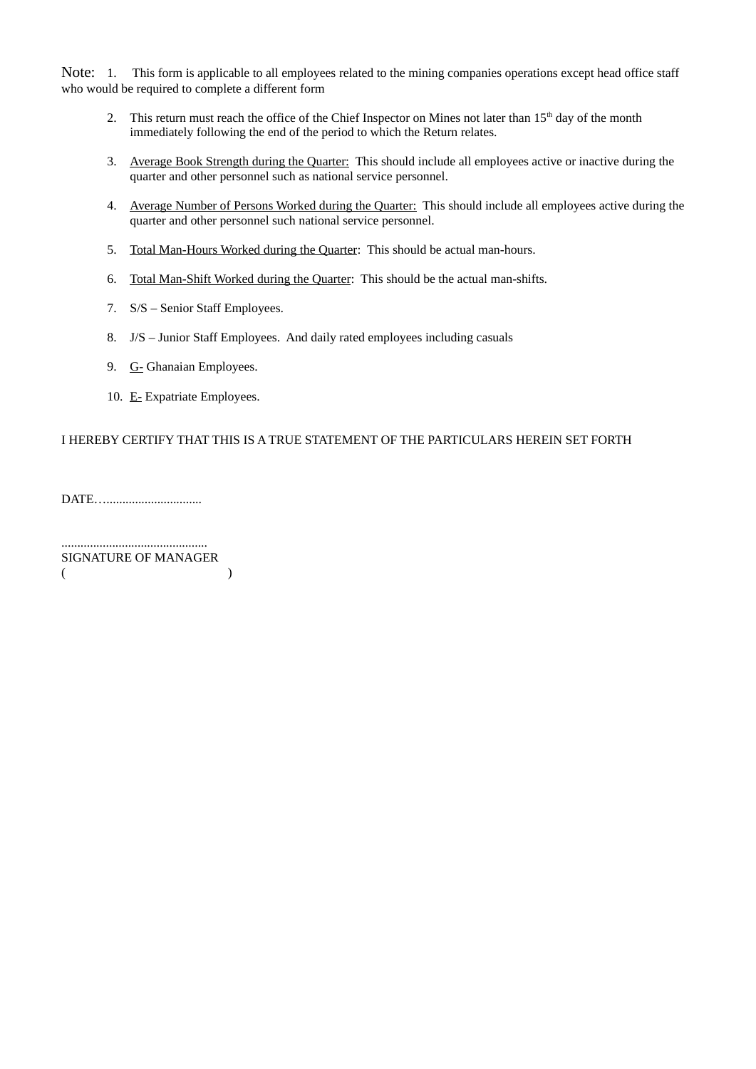Note: 1. This form is applicable to all employees related to the mining companies operations except head office staff who would be required to complete a different form

2. This return must reach the office of the Chief Inspector on Mines not later than 15th day of the month immediately following the end of the period to which the Return relates.

3. <u>Average Book Strength during the Quarter:</u> This should include all employees active or inactive during the quarter and other personnel such as national service personnel.

4. <u>Average Number of Persons Worked during the Quarter:</u> This should include all employees active during the quarter and other personnel such national service personnel.

5. <u>Total Man-Hours Worked during the Quarter</u>: This should be actual man-hours.

6. <u>Total Man-Shift Worked during the Quarter</u>: This should be the actual man-shifts.

7. S/S – Senior Staff Employees.

8. J/S – Junior Staff Employees. And daily rated employees including casuals

9. <u>G-</u> Ghanaian Employees.

10. <u>E-</u> Expatriate Employees.

I HEREBY CERTIFY THAT THIS IS A TRUE STATEMENT OF THE PARTICULARS HEREIN SET FORTH

DATE…..............................

.............................................
SIGNATURE OF MANAGER
( )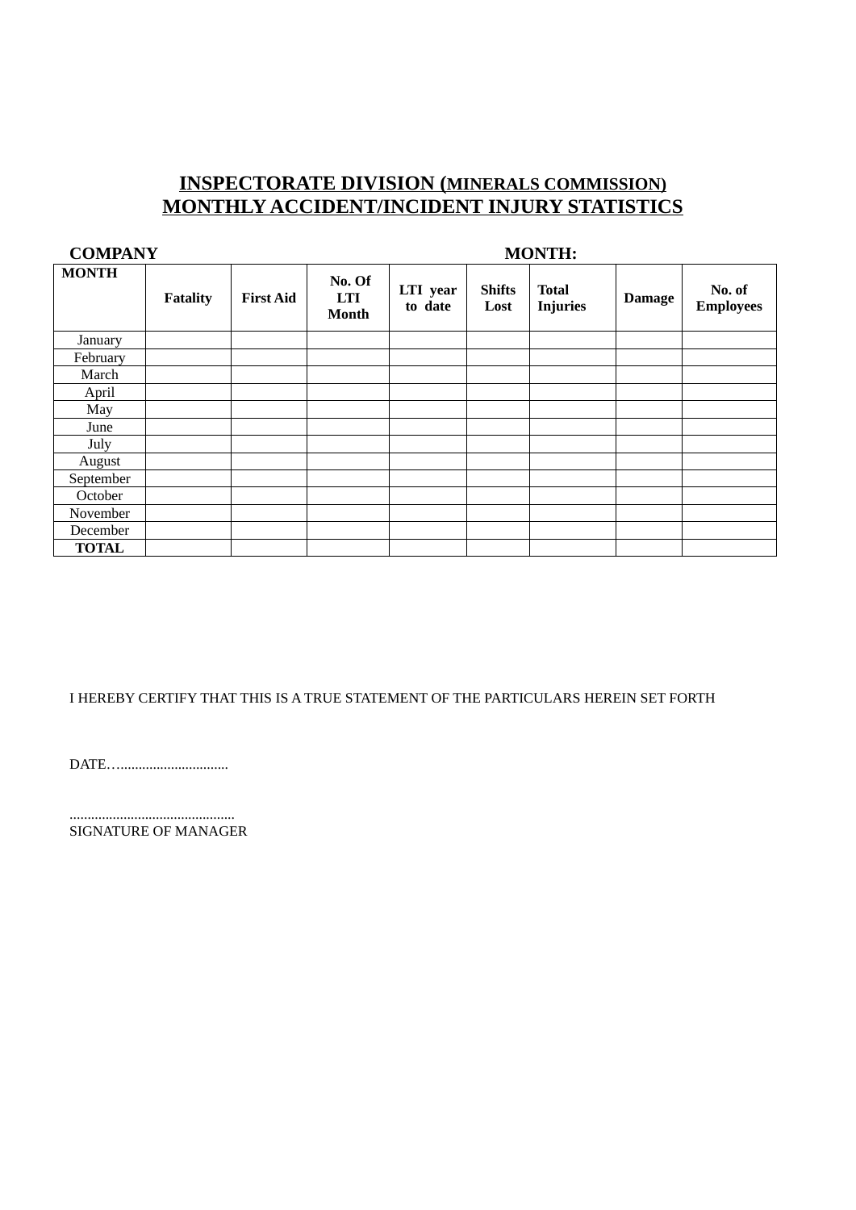# INSPECTORATE DIVISION (MINERALS COMMISSION)
# MONTHLY ACCIDENT/INCIDENT INJURY STATISTICS

**COMPANY** **MONTH:**

| MONTH | Fatality | First Aid | No. Of LTI Month | LTI year to date | Shifts Lost | Total Injuries | Damage | No. of Employees |
|---|---|---|---|---|---|---|---|---|
| January | | | | | | | | |
| February | | | | | | | | |
| March | | | | | | | | |
| April | | | | | | | | |
| May | | | | | | | | |
| June | | | | | | | | |
| July | | | | | | | | |
| August | | | | | | | | |
| September | | | | | | | | |
| October | | | | | | | | |
| November | | | | | | | | |
| December | | | | | | | | |
| **TOTAL** | | | | | | | | |

I HEREBY CERTIFY THAT THIS IS A TRUE STATEMENT OF THE PARTICULARS HEREIN SET FORTH

DATE…..............................

.............................................
SIGNATURE OF MANAGER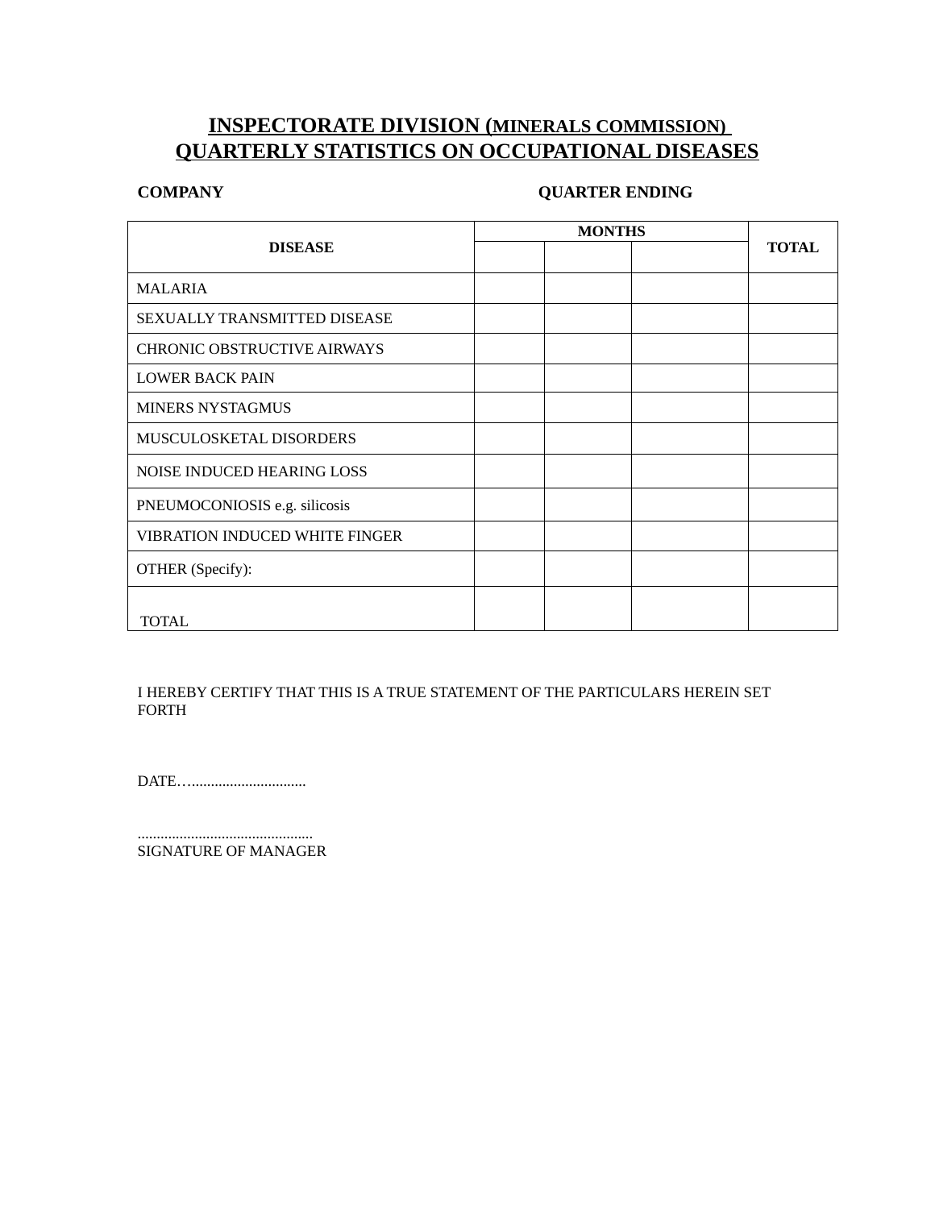# INSPECTORATE DIVISION (MINERALS COMMISSION)
# QUARTERLY STATISTICS ON OCCUPATIONAL DISEASES

**COMPANY** **QUARTER ENDING**

| DISEASE | MONTHS | | | TOTAL |
|---|---|---|---|---|
| | | | | |
| MALARIA | | | | |
| SEXUALLY TRANSMITTED DISEASE | | | | |
| CHRONIC OBSTRUCTIVE AIRWAYS | | | | |
| LOWER BACK PAIN | | | | |
| MINERS NYSTAGMUS | | | | |
| MUSCULOSKETAL DISORDERS | | | | |
| NOISE INDUCED HEARING LOSS | | | | |
| PNEUMOCONIOSIS e.g. silicosis | | | | |
| VIBRATION INDUCED WHITE FINGER | | | | |
| OTHER (Specify): | | | | |
| TOTAL | | | | |

I HEREBY CERTIFY THAT THIS IS A TRUE STATEMENT OF THE PARTICULARS HEREIN SET FORTH

DATE…..............................

.............................................
SIGNATURE OF MANAGER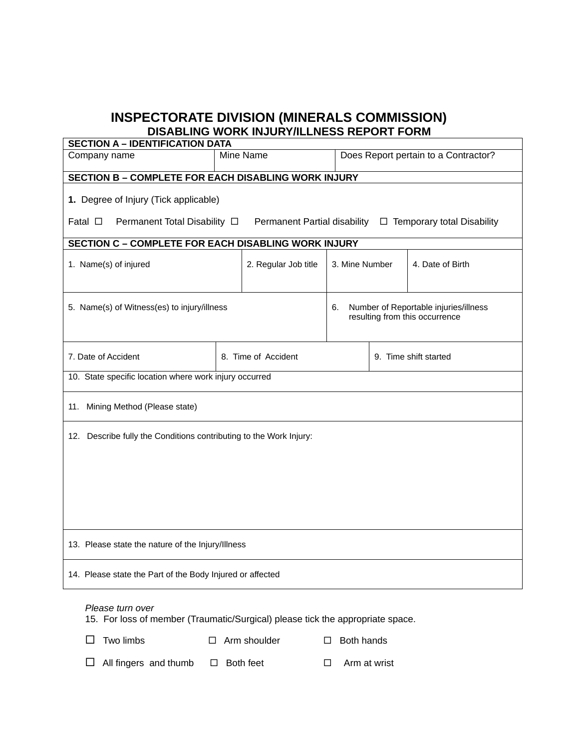# INSPECTORATE DIVISION (MINERALS COMMISSION)

## DISABLING WORK INJURY/ILLNESS REPORT FORM

| **SECTION A – IDENTIFICATION DATA** | | |
|---|---|---|
| Company name | Mine Name | Does Report pertain to a Contractor? |

| **SECTION B – COMPLETE FOR EACH DISABLING WORK INJURY** |
|---|
| **1.** Degree of Injury (Tick applicable)<br><br>Fatal ☐ Permanent Total Disability ☐ Permanent Partial disability ☐ Temporary total Disability |

| **SECTION C – COMPLETE FOR EACH DISABLING WORK INJURY** | | | |
|---|---|---|---|
| 1. Name(s) of injured | 2. Regular Job title | 3. Mine Number | 4. Date of Birth |
| 5. Name(s) of Witness(es) to injury/illness | | 6. Number of Reportable injuries/illness resulting from this occurrence | |
| 7. Date of Accident | 8. Time of Accident | 9. Time shift started | |
| 10. State specific location where work injury occurred | | | |
| 11. Mining Method (Please state) | | | |
| 12. Describe fully the Conditions contributing to the Work Injury: | | | |
| 13. Please state the nature of the Injury/Illness | | | |
| 14. Please state the Part of the Body Injured or affected | | | |

*Please turn over*

15. For loss of member (Traumatic/Surgical) please tick the appropriate space.

☐ Two limbs ☐ Arm shoulder ☐ Both hands

☐ All fingers and thumb ☐ Both feet ☐ Arm at wrist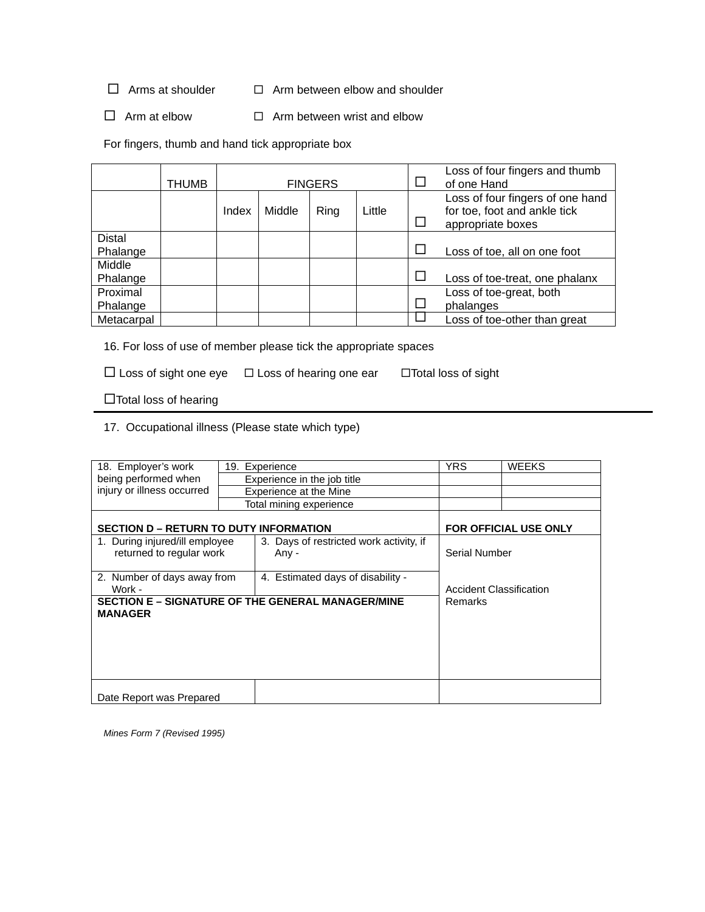☐ Arms at shoulder ☐ Arm between elbow and shoulder

☐ Arm at elbow ☐ Arm between wrist and elbow

For fingers, thumb and hand tick appropriate box

| | THUMB | FINGERS | | | | ☐ | Loss of four fingers and thumb of one Hand |
|---|---|---|---|---|---|---|---|
| | | Index | Middle | Ring | Little | ☐ | Loss of four fingers of one hand for toe, foot and ankle tick appropriate boxes |
| Distal Phalange | | | | | | ☐ | Loss of toe, all on one foot |
| Middle Phalange | | | | | | ☐ | Loss of toe-treat, one phalanx |
| Proximal Phalange | | | | | | ☐ | Loss of toe-great, both phalanges |
| Metacarpal | | | | | | ☐ | Loss of toe-other than great |

16. For loss of use of member please tick the appropriate spaces

☐ Loss of sight one eye ☐ Loss of hearing one ear ☐Total loss of sight

☐Total loss of hearing

17. Occupational illness (Please state which type)

| 18. Employer's work being performed when injury or illness occurred | 19. Experience | YRS | WEEKS |
|---|---|---|---|
| | Experience in the job title | | |
| | Experience at the Mine | | |
| | Total mining experience | | |

| **SECTION D – RETURN TO DUTY INFORMATION** | | **FOR OFFICIAL USE ONLY** |
|---|---|---|
| 1. During injured/ill employee returned to regular work | 3. Days of restricted work activity, if Any - | Serial Number |
| 2. Number of days away from Work - | 4. Estimated days of disability - | Accident Classification |
| **SECTION E – SIGNATURE OF THE GENERAL MANAGER/MINE MANAGER** | | Remarks |
| Date Report was Prepared | | |

*Mines Form 7 (Revised 1995)*